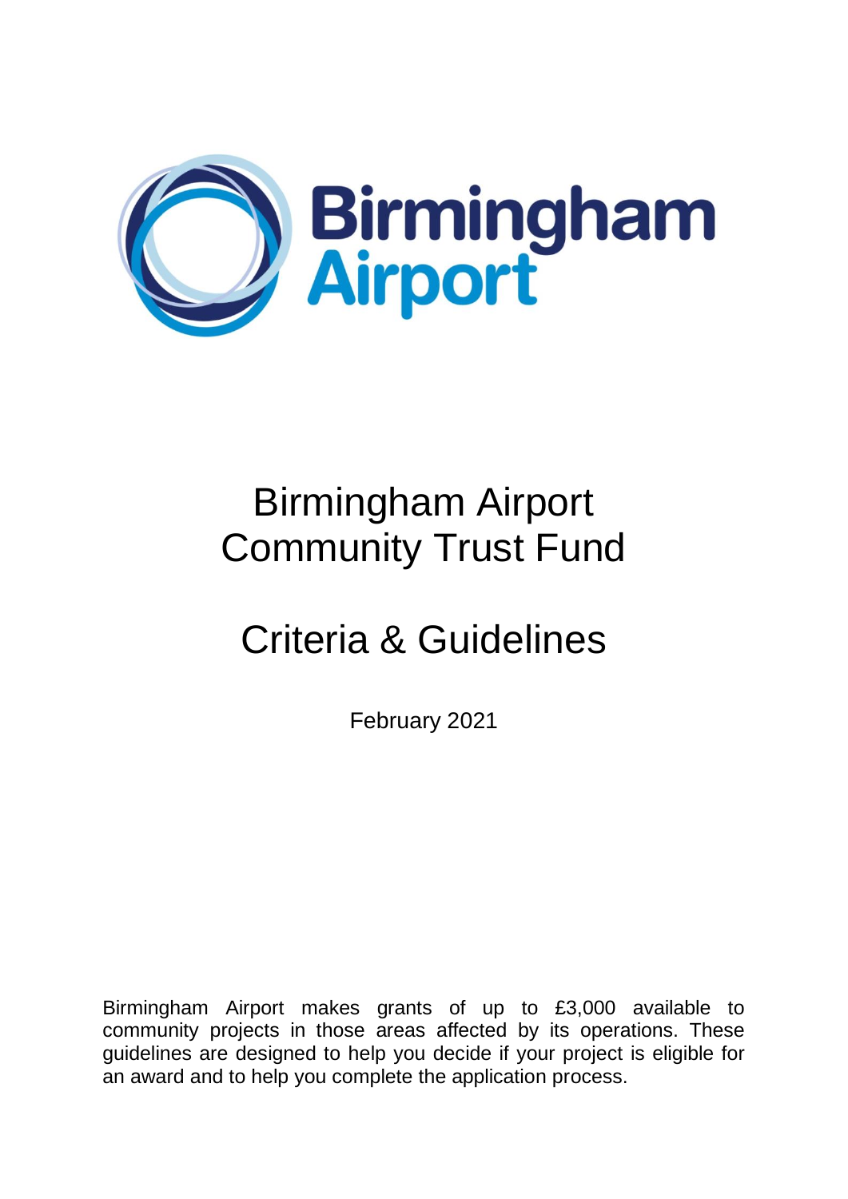Birmingham Airport

# Birmingham Airport Community Trust Fund

# Criteria & Guidelines

February 2021

Birmingham Airport makes grants of up to £3,000 available to community projects in those areas affected by its operations. These guidelines are designed to help you decide if your project is eligible for an award and to help you complete the application process.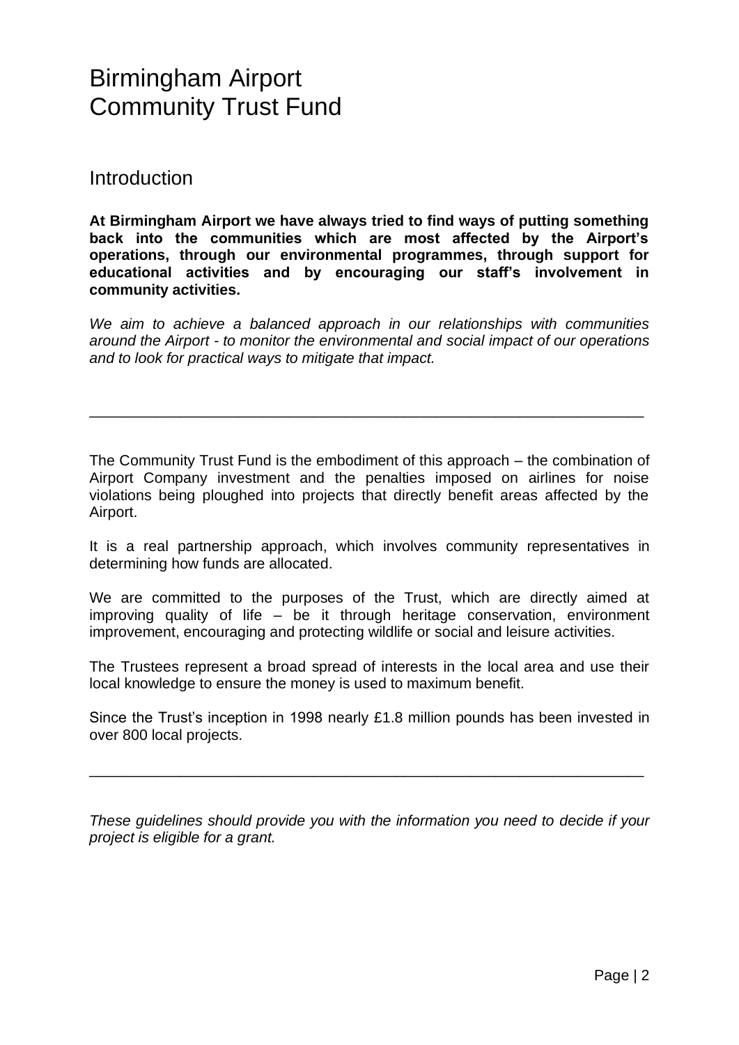# Birmingham Airport Community Trust Fund

## Introduction

**At Birmingham Airport we have always tried to find ways of putting something back into the communities which are most affected by the Airport's operations, through our environmental programmes, through support for educational activities and by encouraging our staff's involvement in community activities.**

*We aim to achieve a balanced approach in our relationships with communities around the Airport - to monitor the environmental and social impact of our operations and to look for practical ways to mitigate that impact.*

---

The Community Trust Fund is the embodiment of this approach – the combination of Airport Company investment and the penalties imposed on airlines for noise violations being ploughed into projects that directly benefit areas affected by the Airport.

It is a real partnership approach, which involves community representatives in determining how funds are allocated.

We are committed to the purposes of the Trust, which are directly aimed at improving quality of life – be it through heritage conservation, environment improvement, encouraging and protecting wildlife or social and leisure activities.

The Trustees represent a broad spread of interests in the local area and use their local knowledge to ensure the money is used to maximum benefit.

Since the Trust's inception in 1998 nearly £1.8 million pounds has been invested in over 800 local projects.

---

*These guidelines should provide you with the information you need to decide if your project is eligible for a grant.*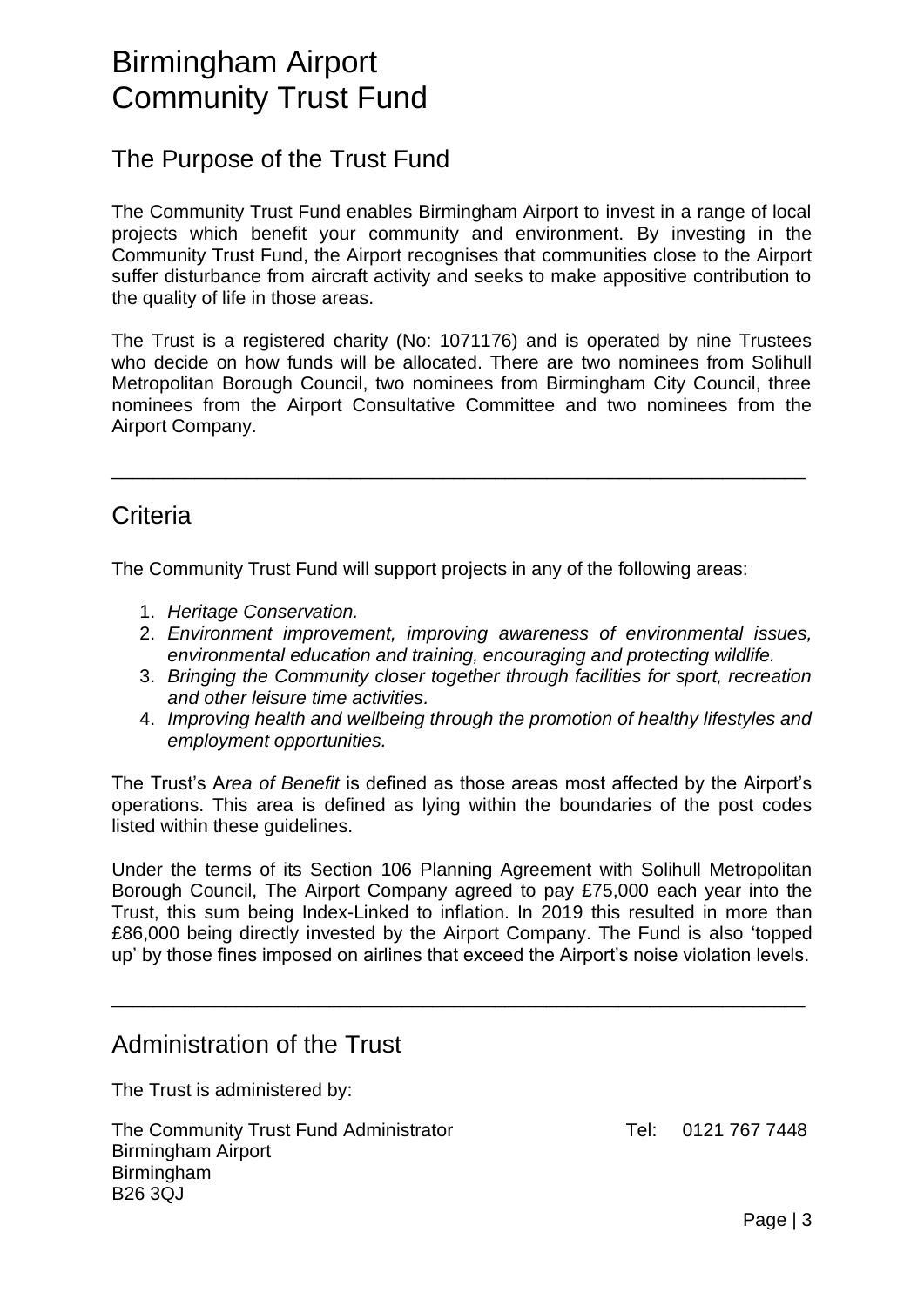# Birmingham Airport Community Trust Fund

## The Purpose of the Trust Fund

The Community Trust Fund enables Birmingham Airport to invest in a range of local projects which benefit your community and environment. By investing in the Community Trust Fund, the Airport recognises that communities close to the Airport suffer disturbance from aircraft activity and seeks to make appositive contribution to the quality of life in those areas.

The Trust is a registered charity (No: 1071176) and is operated by nine Trustees who decide on how funds will be allocated. There are two nominees from Solihull Metropolitan Borough Council, two nominees from Birmingham City Council, three nominees from the Airport Consultative Committee and two nominees from the Airport Company.

---

## Criteria

The Community Trust Fund will support projects in any of the following areas:

1. *Heritage Conservation.*
2. *Environment improvement, improving awareness of environmental issues, environmental education and training, encouraging and protecting wildlife.*
3. *Bringing the Community closer together through facilities for sport, recreation and other leisure time activities.*
4. *Improving health and wellbeing through the promotion of healthy lifestyles and employment opportunities.*

The Trust's A*rea of Benefit* is defined as those areas most affected by the Airport's operations. This area is defined as lying within the boundaries of the post codes listed within these guidelines.

Under the terms of its Section 106 Planning Agreement with Solihull Metropolitan Borough Council, The Airport Company agreed to pay £75,000 each year into the Trust, this sum being Index-Linked to inflation. In 2019 this resulted in more than £86,000 being directly invested by the Airport Company. The Fund is also 'topped up' by those fines imposed on airlines that exceed the Airport's noise violation levels.

---

## Administration of the Trust

The Trust is administered by:

The Community Trust Fund Administrator  
Birmingham Airport  
Birmingham  
B26 3QJ

Tel: 0121 767 7448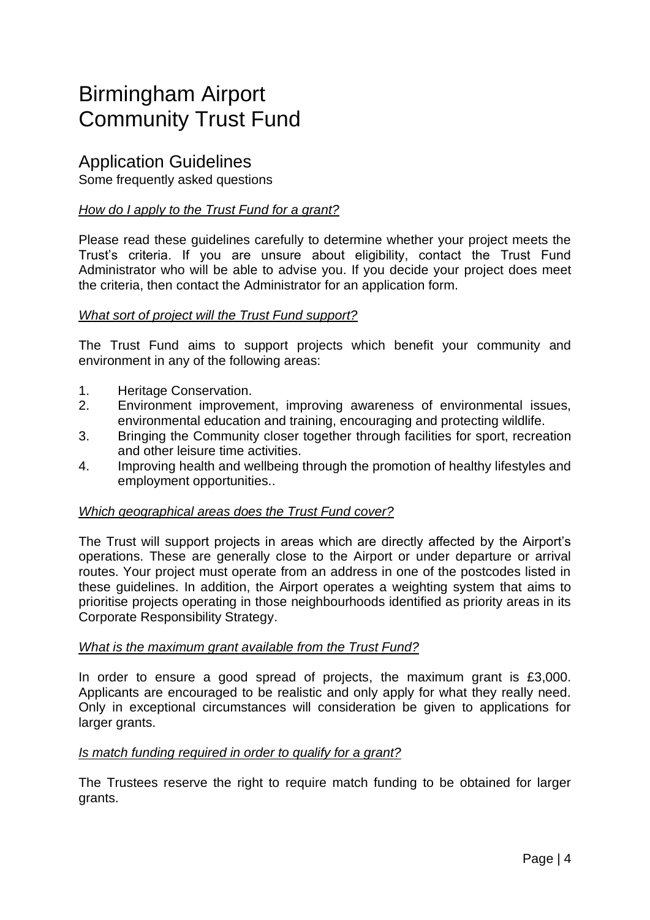# Birmingham Airport Community Trust Fund

## Application Guidelines

Some frequently asked questions

*How do I apply to the Trust Fund for a grant?*

Please read these guidelines carefully to determine whether your project meets the Trust's criteria. If you are unsure about eligibility, contact the Trust Fund Administrator who will be able to advise you. If you decide your project does meet the criteria, then contact the Administrator for an application form.

*What sort of project will the Trust Fund support?*

The Trust Fund aims to support projects which benefit your community and environment in any of the following areas:

1. Heritage Conservation.
2. Environment improvement, improving awareness of environmental issues, environmental education and training, encouraging and protecting wildlife.
3. Bringing the Community closer together through facilities for sport, recreation and other leisure time activities.
4. Improving health and wellbeing through the promotion of healthy lifestyles and employment opportunities..

*Which geographical areas does the Trust Fund cover?*

The Trust will support projects in areas which are directly affected by the Airport's operations. These are generally close to the Airport or under departure or arrival routes. Your project must operate from an address in one of the postcodes listed in these guidelines. In addition, the Airport operates a weighting system that aims to prioritise projects operating in those neighbourhoods identified as priority areas in its Corporate Responsibility Strategy.

*What is the maximum grant available from the Trust Fund?*

In order to ensure a good spread of projects, the maximum grant is £3,000. Applicants are encouraged to be realistic and only apply for what they really need. Only in exceptional circumstances will consideration be given to applications for larger grants.

*Is match funding required in order to qualify for a grant?*

The Trustees reserve the right to require match funding to be obtained for larger grants.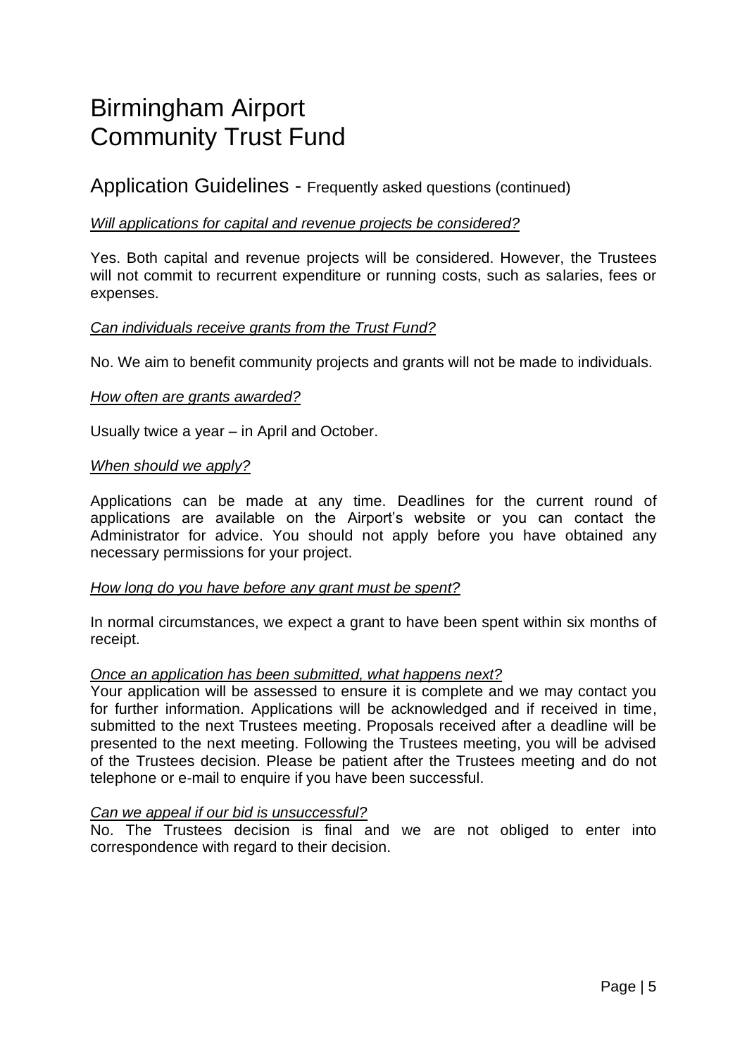# Birmingham Airport Community Trust Fund

## Application Guidelines - Frequently asked questions (continued)

*Will applications for capital and revenue projects be considered?*

Yes. Both capital and revenue projects will be considered. However, the Trustees will not commit to recurrent expenditure or running costs, such as salaries, fees or expenses.

*Can individuals receive grants from the Trust Fund?*

No. We aim to benefit community projects and grants will not be made to individuals.

*How often are grants awarded?*

Usually twice a year – in April and October.

*When should we apply?*

Applications can be made at any time. Deadlines for the current round of applications are available on the Airport's website or you can contact the Administrator for advice. You should not apply before you have obtained any necessary permissions for your project.

*How long do you have before any grant must be spent?*

In normal circumstances, we expect a grant to have been spent within six months of receipt.

*Once an application has been submitted, what happens next?*

Your application will be assessed to ensure it is complete and we may contact you for further information. Applications will be acknowledged and if received in time, submitted to the next Trustees meeting. Proposals received after a deadline will be presented to the next meeting. Following the Trustees meeting, you will be advised of the Trustees decision. Please be patient after the Trustees meeting and do not telephone or e-mail to enquire if you have been successful.

*Can we appeal if our bid is unsuccessful?*

No. The Trustees decision is final and we are not obliged to enter into correspondence with regard to their decision.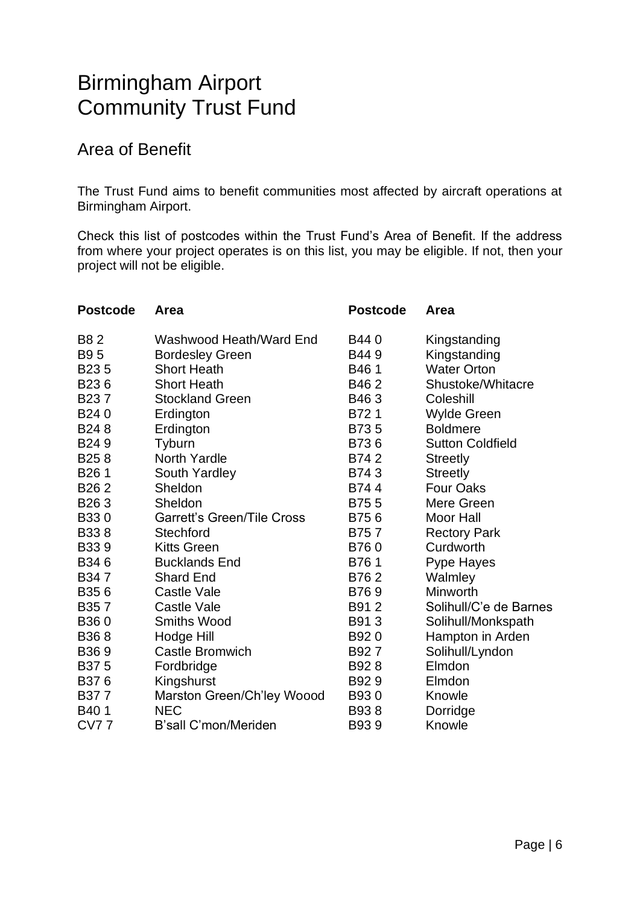# Birmingham Airport Community Trust Fund

## Area of Benefit

The Trust Fund aims to benefit communities most affected by aircraft operations at Birmingham Airport.

Check this list of postcodes within the Trust Fund's Area of Benefit. If the address from where your project operates is on this list, you may be eligible. If not, then your project will not be eligible.

| Postcode | Area | Postcode | Area |
|---|---|---|---|
| B8 2 | Washwood Heath/Ward End | B44 0 | Kingstanding |
| B9 5 | Bordesley Green | B44 9 | Kingstanding |
| B23 5 | Short Heath | B46 1 | Water Orton |
| B23 6 | Short Heath | B46 2 | Shustoke/Whitacre |
| B23 7 | Stockland Green | B46 3 | Coleshill |
| B24 0 | Erdington | B72 1 | Wylde Green |
| B24 8 | Erdington | B73 5 | Boldmere |
| B24 9 | Tyburn | B73 6 | Sutton Coldfield |
| B25 8 | North Yardle | B74 2 | Streetly |
| B26 1 | South Yardley | B74 3 | Streetly |
| B26 2 | Sheldon | B74 4 | Four Oaks |
| B26 3 | Sheldon | B75 5 | Mere Green |
| B33 0 | Garrett's Green/Tile Cross | B75 6 | Moor Hall |
| B33 8 | Stechford | B75 7 | Rectory Park |
| B33 9 | Kitts Green | B76 0 | Curdworth |
| B34 6 | Bucklands End | B76 1 | Pype Hayes |
| B34 7 | Shard End | B76 2 | Walmley |
| B35 6 | Castle Vale | B76 9 | Minworth |
| B35 7 | Castle Vale | B91 2 | Solihull/C'e de Barnes |
| B36 0 | Smiths Wood | B91 3 | Solihull/Monkspath |
| B36 8 | Hodge Hill | B92 0 | Hampton in Arden |
| B36 9 | Castle Bromwich | B92 7 | Solihull/Lyndon |
| B37 5 | Fordbridge | B92 8 | Elmdon |
| B37 6 | Kingshurst | B92 9 | Elmdon |
| B37 7 | Marston Green/Ch'ley Woood | B93 0 | Knowle |
| B40 1 | NEC | B93 8 | Dorridge |
| CV7 7 | B'sall C'mon/Meriden | B93 9 | Knowle |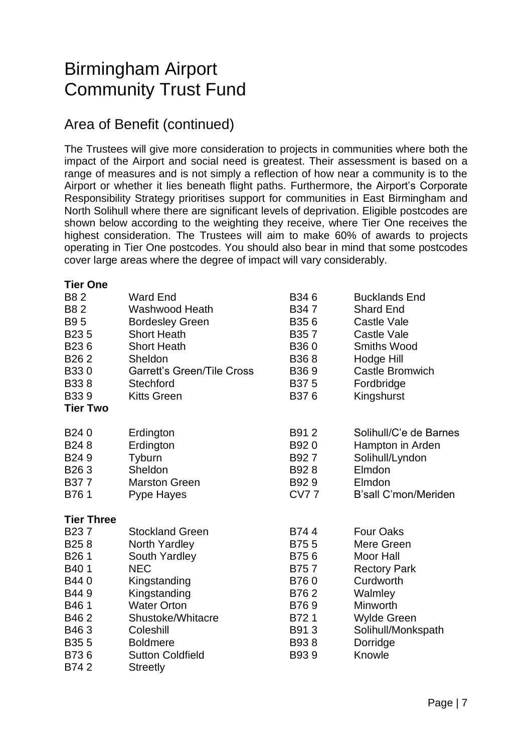# Birmingham Airport Community Trust Fund

## Area of Benefit (continued)

The Trustees will give more consideration to projects in communities where both the impact of the Airport and social need is greatest. Their assessment is based on a range of measures and is not simply a reflection of how near a community is to the Airport or whether it lies beneath flight paths. Furthermore, the Airport's Corporate Responsibility Strategy prioritises support for communities in East Birmingham and North Solihull where there are significant levels of deprivation. Eligible postcodes are shown below according to the weighting they receive, where Tier One receives the highest consideration. The Trustees will aim to make 60% of awards to projects operating in Tier One postcodes. You should also bear in mind that some postcodes cover large areas where the degree of impact will vary considerably.

**Tier One**

| | | | |
|---|---|---|---|
| B8 2 | Ward End | B34 6 | Bucklands End |
| B8 2 | Washwood Heath | B34 7 | Shard End |
| B9 5 | Bordesley Green | B35 6 | Castle Vale |
| B23 5 | Short Heath | B35 7 | Castle Vale |
| B23 6 | Short Heath | B36 0 | Smiths Wood |
| B26 2 | Sheldon | B36 8 | Hodge Hill |
| B33 0 | Garrett's Green/Tile Cross | B36 9 | Castle Bromwich |
| B33 8 | Stechford | B37 5 | Fordbridge |
| B33 9 | Kitts Green | B37 6 | Kingshurst |

**Tier Two**

| | | | |
|---|---|---|---|
| B24 0 | Erdington | B91 2 | Solihull/C'e de Barnes |
| B24 8 | Erdington | B92 0 | Hampton in Arden |
| B24 9 | Tyburn | B92 7 | Solihull/Lyndon |
| B26 3 | Sheldon | B92 8 | Elmdon |
| B37 7 | Marston Green | B92 9 | Elmdon |
| B76 1 | Pype Hayes | CV7 7 | B'sall C'mon/Meriden |

**Tier Three**

| | | | |
|---|---|---|---|
| B23 7 | Stockland Green | B74 4 | Four Oaks |
| B25 8 | North Yardley | B75 5 | Mere Green |
| B26 1 | South Yardley | B75 6 | Moor Hall |
| B40 1 | NEC | B75 7 | Rectory Park |
| B44 0 | Kingstanding | B76 0 | Curdworth |
| B44 9 | Kingstanding | B76 2 | Walmley |
| B46 1 | Water Orton | B76 9 | Minworth |
| B46 2 | Shustoke/Whitacre | B72 1 | Wylde Green |
| B46 3 | Coleshill | B91 3 | Solihull/Monkspath |
| B35 5 | Boldmere | B93 8 | Dorridge |
| B73 6 | Sutton Coldfield | B93 9 | Knowle |
| B74 2 | Streetly | | |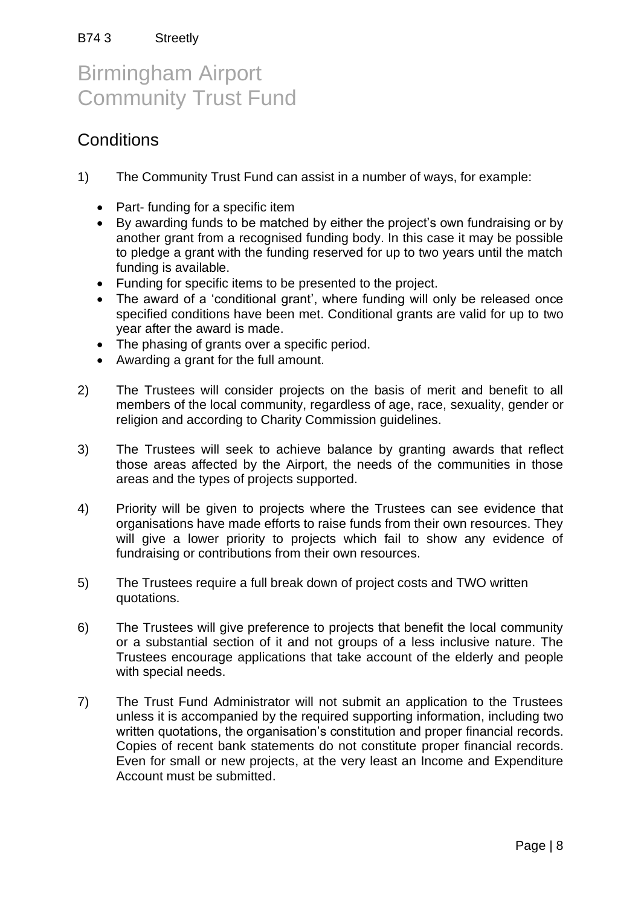B74 3 Streetly

# Birmingham Airport Community Trust Fund

## Conditions

1) The Community Trust Fund can assist in a number of ways, for example:

   - Part- funding for a specific item
   - By awarding funds to be matched by either the project's own fundraising or by another grant from a recognised funding body. In this case it may be possible to pledge a grant with the funding reserved for up to two years until the match funding is available.
   - Funding for specific items to be presented to the project.
   - The award of a 'conditional grant', where funding will only be released once specified conditions have been met. Conditional grants are valid for up to two year after the award is made.
   - The phasing of grants over a specific period.
   - Awarding a grant for the full amount.

2) The Trustees will consider projects on the basis of merit and benefit to all members of the local community, regardless of age, race, sexuality, gender or religion and according to Charity Commission guidelines.

3) The Trustees will seek to achieve balance by granting awards that reflect those areas affected by the Airport, the needs of the communities in those areas and the types of projects supported.

4) Priority will be given to projects where the Trustees can see evidence that organisations have made efforts to raise funds from their own resources. They will give a lower priority to projects which fail to show any evidence of fundraising or contributions from their own resources.

5) The Trustees require a full break down of project costs and TWO written quotations.

6) The Trustees will give preference to projects that benefit the local community or a substantial section of it and not groups of a less inclusive nature. The Trustees encourage applications that take account of the elderly and people with special needs.

7) The Trust Fund Administrator will not submit an application to the Trustees unless it is accompanied by the required supporting information, including two written quotations, the organisation's constitution and proper financial records. Copies of recent bank statements do not constitute proper financial records. Even for small or new projects, at the very least an Income and Expenditure Account must be submitted.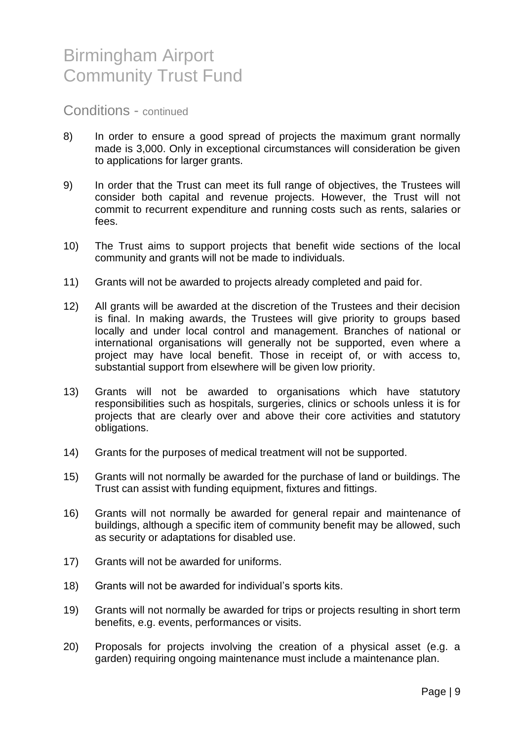# Birmingham Airport Community Trust Fund

## Conditions - continued

8) In order to ensure a good spread of projects the maximum grant normally made is 3,000. Only in exceptional circumstances will consideration be given to applications for larger grants.

9) In order that the Trust can meet its full range of objectives, the Trustees will consider both capital and revenue projects. However, the Trust will not commit to recurrent expenditure and running costs such as rents, salaries or fees.

10) The Trust aims to support projects that benefit wide sections of the local community and grants will not be made to individuals.

11) Grants will not be awarded to projects already completed and paid for.

12) All grants will be awarded at the discretion of the Trustees and their decision is final. In making awards, the Trustees will give priority to groups based locally and under local control and management. Branches of national or international organisations will generally not be supported, even where a project may have local benefit. Those in receipt of, or with access to, substantial support from elsewhere will be given low priority.

13) Grants will not be awarded to organisations which have statutory responsibilities such as hospitals, surgeries, clinics or schools unless it is for projects that are clearly over and above their core activities and statutory obligations.

14) Grants for the purposes of medical treatment will not be supported.

15) Grants will not normally be awarded for the purchase of land or buildings. The Trust can assist with funding equipment, fixtures and fittings.

16) Grants will not normally be awarded for general repair and maintenance of buildings, although a specific item of community benefit may be allowed, such as security or adaptations for disabled use.

17) Grants will not be awarded for uniforms.

18) Grants will not be awarded for individual's sports kits.

19) Grants will not normally be awarded for trips or projects resulting in short term benefits, e.g. events, performances or visits.

20) Proposals for projects involving the creation of a physical asset (e.g. a garden) requiring ongoing maintenance must include a maintenance plan.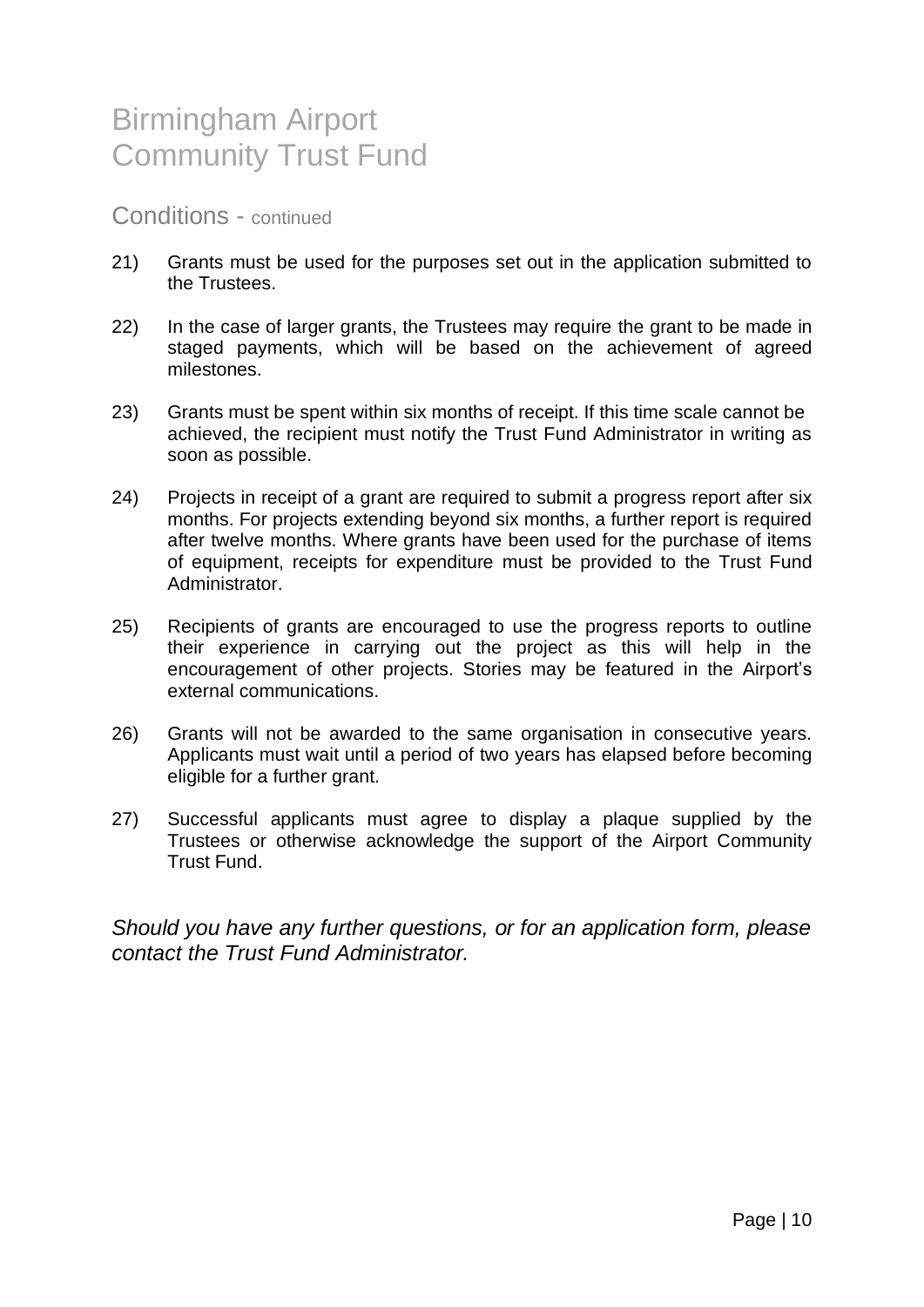# Birmingham Airport Community Trust Fund

## Conditions - continued

21) Grants must be used for the purposes set out in the application submitted to the Trustees.

22) In the case of larger grants, the Trustees may require the grant to be made in staged payments, which will be based on the achievement of agreed milestones.

23) Grants must be spent within six months of receipt. If this time scale cannot be achieved, the recipient must notify the Trust Fund Administrator in writing as soon as possible.

24) Projects in receipt of a grant are required to submit a progress report after six months. For projects extending beyond six months, a further report is required after twelve months. Where grants have been used for the purchase of items of equipment, receipts for expenditure must be provided to the Trust Fund Administrator.

25) Recipients of grants are encouraged to use the progress reports to outline their experience in carrying out the project as this will help in the encouragement of other projects. Stories may be featured in the Airport's external communications.

26) Grants will not be awarded to the same organisation in consecutive years. Applicants must wait until a period of two years has elapsed before becoming eligible for a further grant.

27) Successful applicants must agree to display a plaque supplied by the Trustees or otherwise acknowledge the support of the Airport Community Trust Fund.

*Should you have any further questions, or for an application form, please contact the Trust Fund Administrator.*